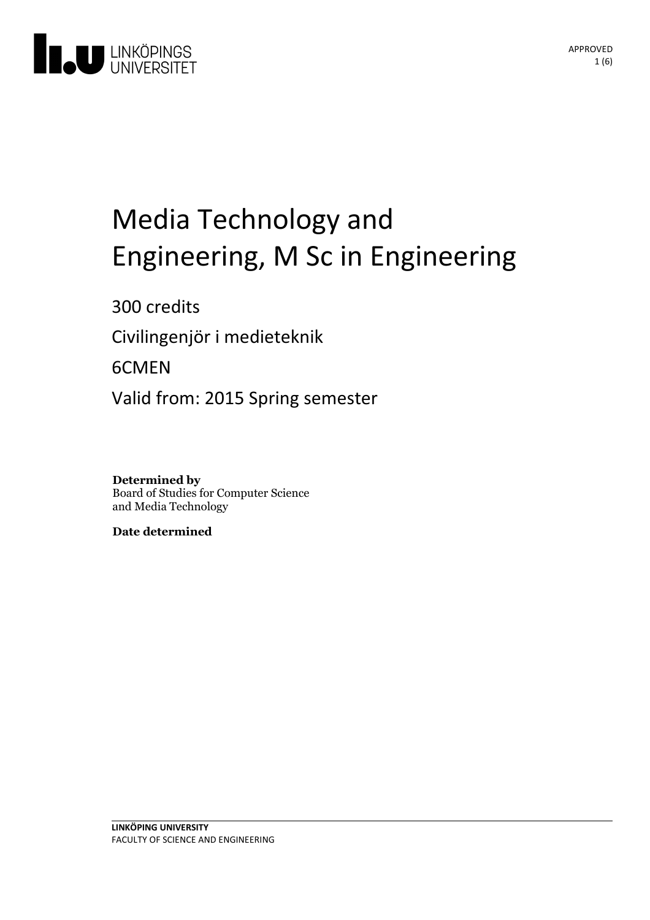# Media Technology and Engineering, M Sc in Engineering

300 credits

Civilingenjör i medieteknik

6CMEN

Valid from: 2015 Spring semester

**Determined by**
Board of Studies for Computer Science and Media Technology

**Date determined**

**LINKÖPING UNIVERSITY**
FACULTY OF SCIENCE AND ENGINEERING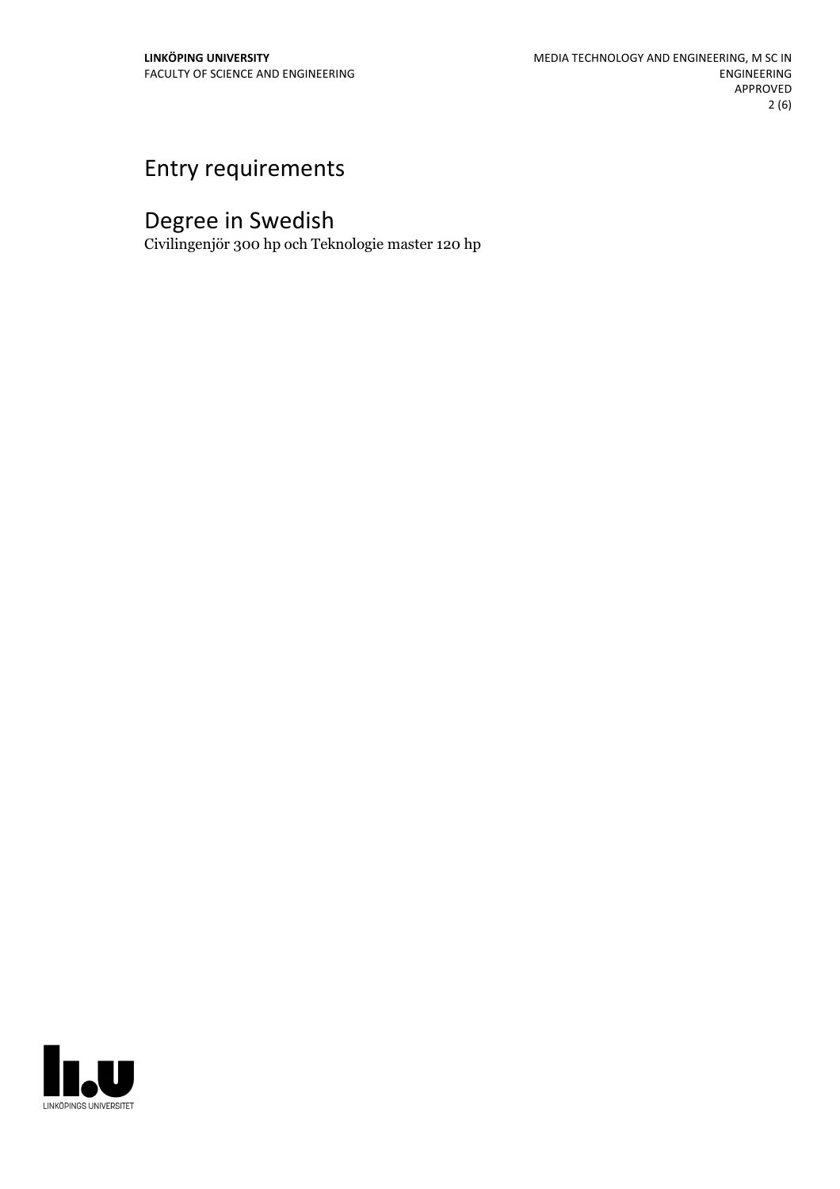# Entry requirements

# Degree in Swedish

Civilingenjör 300 hp och Teknologie master 120 hp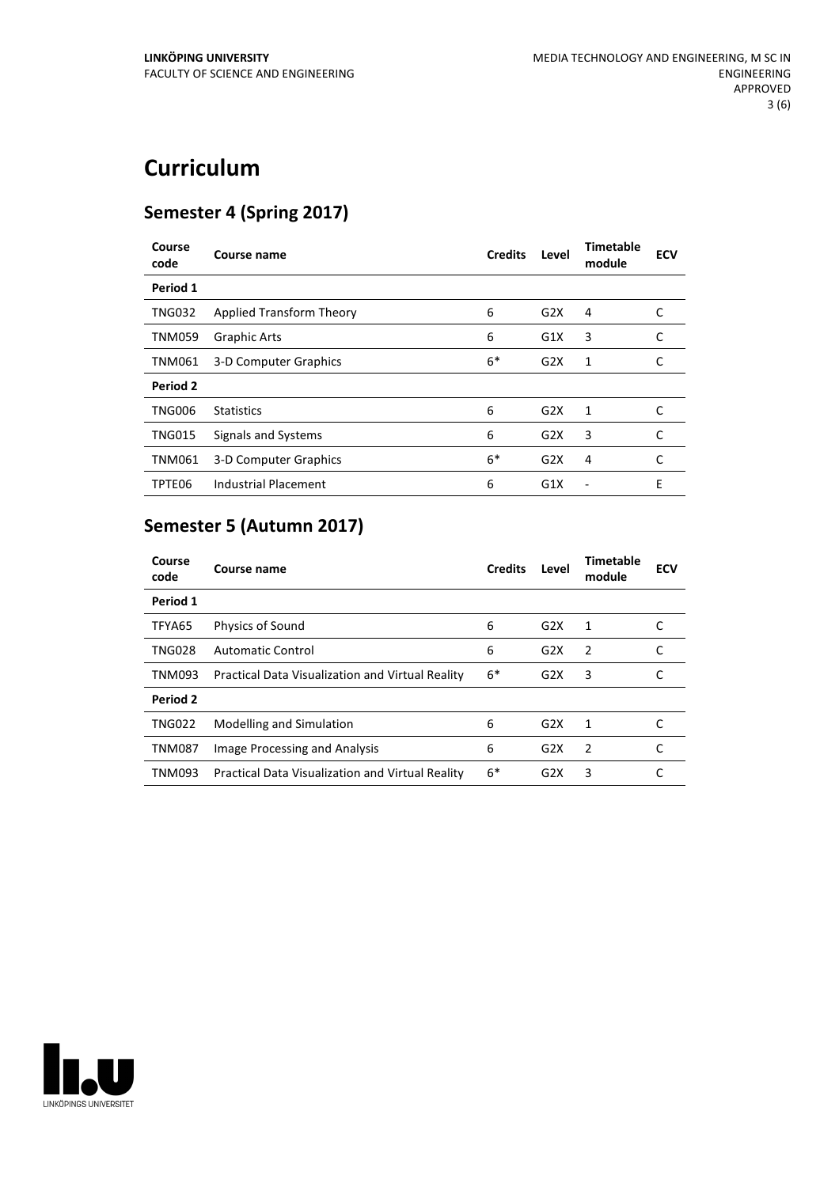# Curriculum

## Semester 4 (Spring 2017)

| Course code | Course name | Credits | Level | Timetable module | ECV |
|---|---|---|---|---|---|
| **Period 1** | | | | | |
| TNG032 | Applied Transform Theory | 6 | G2X | 4 | C |
| TNM059 | Graphic Arts | 6 | G1X | 3 | C |
| TNM061 | 3-D Computer Graphics | 6* | G2X | 1 | C |
| **Period 2** | | | | | |
| TNG006 | Statistics | 6 | G2X | 1 | C |
| TNG015 | Signals and Systems | 6 | G2X | 3 | C |
| TNM061 | 3-D Computer Graphics | 6* | G2X | 4 | C |
| TPTE06 | Industrial Placement | 6 | G1X | - | E |

## Semester 5 (Autumn 2017)

| Course code | Course name | Credits | Level | Timetable module | ECV |
|---|---|---|---|---|---|
| **Period 1** | | | | | |
| TFYA65 | Physics of Sound | 6 | G2X | 1 | C |
| TNG028 | Automatic Control | 6 | G2X | 2 | C |
| TNM093 | Practical Data Visualization and Virtual Reality | 6* | G2X | 3 | C |
| **Period 2** | | | | | |
| TNG022 | Modelling and Simulation | 6 | G2X | 1 | C |
| TNM087 | Image Processing and Analysis | 6 | G2X | 2 | C |
| TNM093 | Practical Data Visualization and Virtual Reality | 6* | G2X | 3 | C |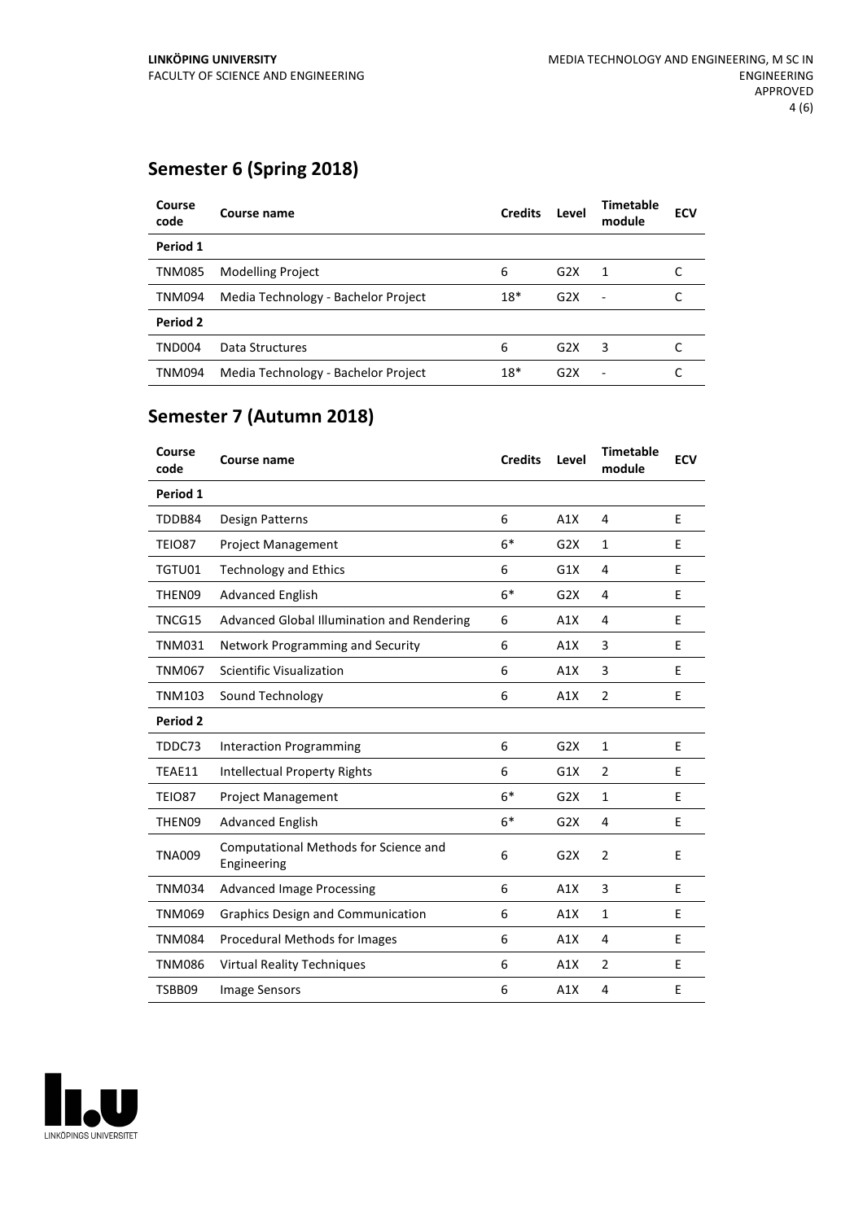## Semester 6 (Spring 2018)

| Course code | Course name | Credits | Level | Timetable module | ECV |
|---|---|---|---|---|---|
| **Period 1** | | | | | |
| TNM085 | Modelling Project | 6 | G2X | 1 | C |
| TNM094 | Media Technology - Bachelor Project | 18* | G2X | - | C |
| **Period 2** | | | | | |
| TND004 | Data Structures | 6 | G2X | 3 | C |
| TNM094 | Media Technology - Bachelor Project | 18* | G2X | - | C |

## Semester 7 (Autumn 2018)

| Course code | Course name | Credits | Level | Timetable module | ECV |
|---|---|---|---|---|---|
| **Period 1** | | | | | |
| TDDB84 | Design Patterns | 6 | A1X | 4 | E |
| TEIO87 | Project Management | 6* | G2X | 1 | E |
| TGTU01 | Technology and Ethics | 6 | G1X | 4 | E |
| THEN09 | Advanced English | 6* | G2X | 4 | E |
| TNCG15 | Advanced Global Illumination and Rendering | 6 | A1X | 4 | E |
| TNM031 | Network Programming and Security | 6 | A1X | 3 | E |
| TNM067 | Scientific Visualization | 6 | A1X | 3 | E |
| TNM103 | Sound Technology | 6 | A1X | 2 | E |
| **Period 2** | | | | | |
| TDDC73 | Interaction Programming | 6 | G2X | 1 | E |
| TEAE11 | Intellectual Property Rights | 6 | G1X | 2 | E |
| TEIO87 | Project Management | 6* | G2X | 1 | E |
| THEN09 | Advanced English | 6* | G2X | 4 | E |
| TNA009 | Computational Methods for Science and Engineering | 6 | G2X | 2 | E |
| TNM034 | Advanced Image Processing | 6 | A1X | 3 | E |
| TNM069 | Graphics Design and Communication | 6 | A1X | 1 | E |
| TNM084 | Procedural Methods for Images | 6 | A1X | 4 | E |
| TNM086 | Virtual Reality Techniques | 6 | A1X | 2 | E |
| TSBB09 | Image Sensors | 6 | A1X | 4 | E |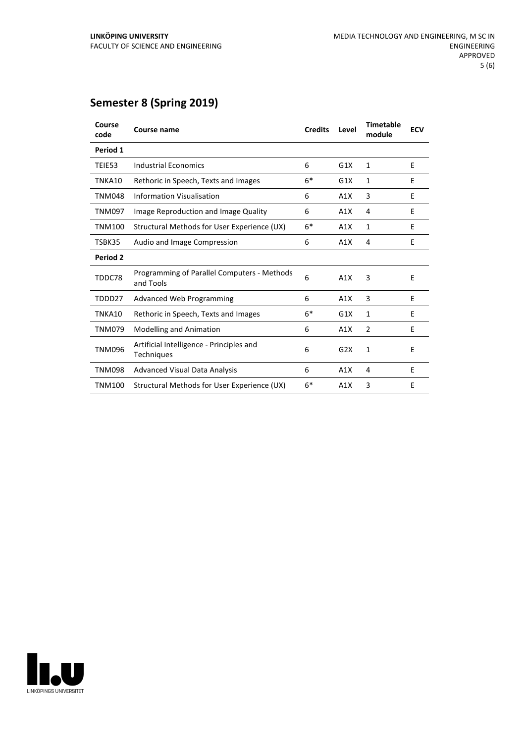## Semester 8 (Spring 2019)

| Course code | Course name | Credits | Level | Timetable module | ECV |
|---|---|---|---|---|---|
| **Period 1** | | | | | |
| TEIE53 | Industrial Economics | 6 | G1X | 1 | E |
| TNKA10 | Rethoric in Speech, Texts and Images | 6* | G1X | 1 | E |
| TNM048 | Information Visualisation | 6 | A1X | 3 | E |
| TNM097 | Image Reproduction and Image Quality | 6 | A1X | 4 | E |
| TNM100 | Structural Methods for User Experience (UX) | 6* | A1X | 1 | E |
| TSBK35 | Audio and Image Compression | 6 | A1X | 4 | E |
| **Period 2** | | | | | |
| TDDC78 | Programming of Parallel Computers - Methods and Tools | 6 | A1X | 3 | E |
| TDDD27 | Advanced Web Programming | 6 | A1X | 3 | E |
| TNKA10 | Rethoric in Speech, Texts and Images | 6* | G1X | 1 | E |
| TNM079 | Modelling and Animation | 6 | A1X | 2 | E |
| TNM096 | Artificial Intelligence - Principles and Techniques | 6 | G2X | 1 | E |
| TNM098 | Advanced Visual Data Analysis | 6 | A1X | 4 | E |
| TNM100 | Structural Methods for User Experience (UX) | 6* | A1X | 3 | E |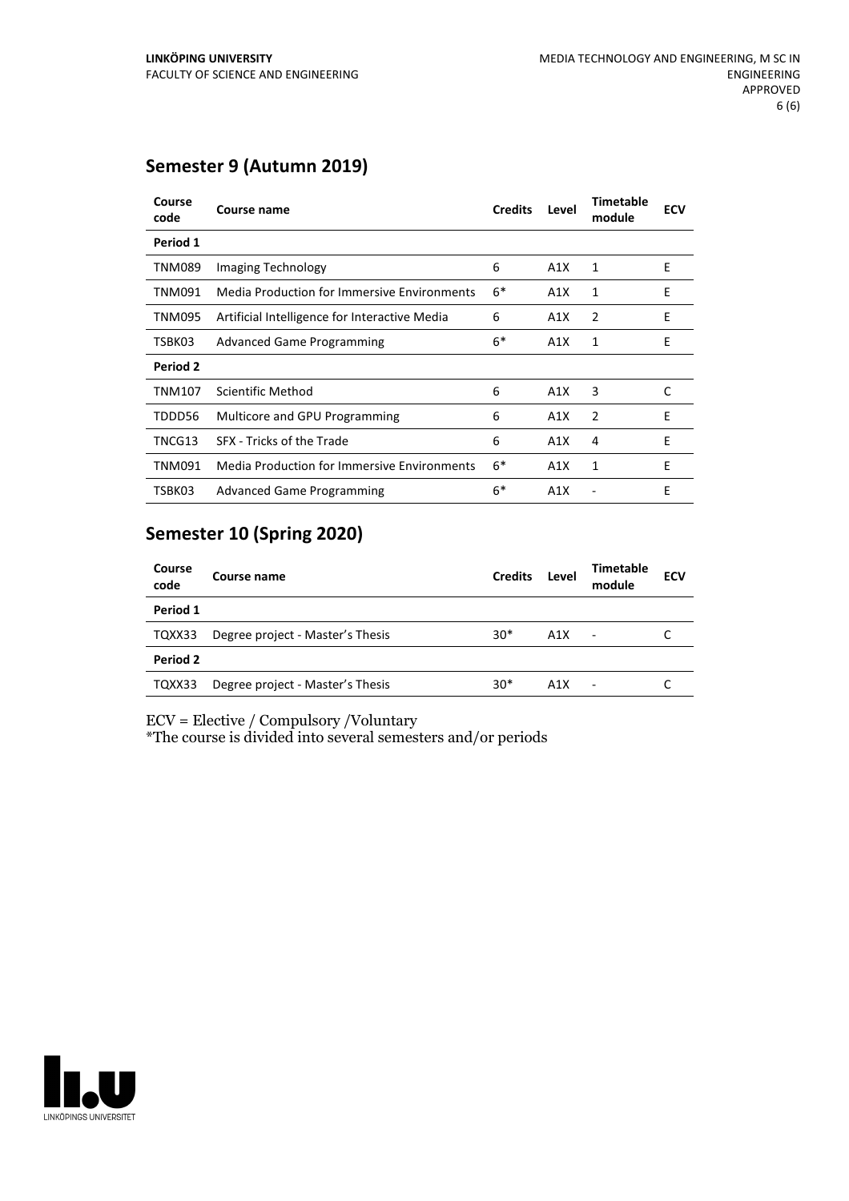## Semester 9 (Autumn 2019)

| Course code | Course name | Credits | Level | Timetable module | ECV |
|---|---|---|---|---|---|
| **Period 1** | | | | | |
| TNM089 | Imaging Technology | 6 | A1X | 1 | E |
| TNM091 | Media Production for Immersive Environments | 6* | A1X | 1 | E |
| TNM095 | Artificial Intelligence for Interactive Media | 6 | A1X | 2 | E |
| TSBK03 | Advanced Game Programming | 6* | A1X | 1 | E |
| **Period 2** | | | | | |
| TNM107 | Scientific Method | 6 | A1X | 3 | C |
| TDDD56 | Multicore and GPU Programming | 6 | A1X | 2 | E |
| TNCG13 | SFX - Tricks of the Trade | 6 | A1X | 4 | E |
| TNM091 | Media Production for Immersive Environments | 6* | A1X | 1 | E |
| TSBK03 | Advanced Game Programming | 6* | A1X | - | E |

## Semester 10 (Spring 2020)

| Course code | Course name | Credits | Level | Timetable module | ECV |
|---|---|---|---|---|---|
| **Period 1** | | | | | |
| TQXX33 | Degree project - Master's Thesis | 30* | A1X | - | C |
| **Period 2** | | | | | |
| TQXX33 | Degree project - Master's Thesis | 30* | A1X | - | C |

ECV = Elective / Compulsory /Voluntary
*The course is divided into several semesters and/or periods